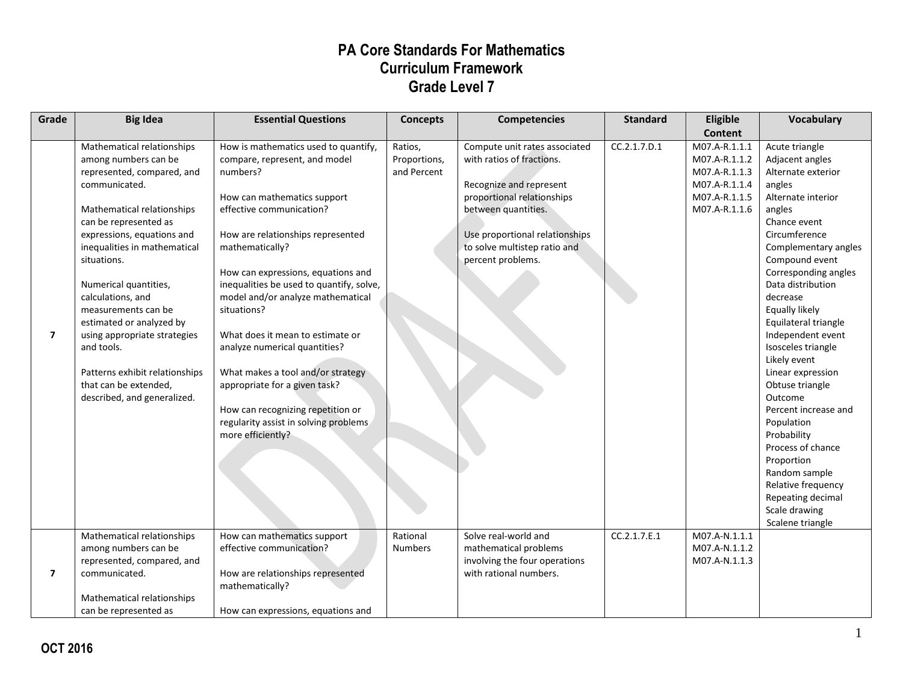# PA Core Standards For Mathematics
# Curriculum Framework
# Grade Level 7

| Grade | Big Idea | Essential Questions | Concepts | Competencies | Standard | Eligible Content | Vocabulary |
|---|---|---|---|---|---|---|---|
| 7 | Mathematical relationships among numbers can be represented, compared, and communicated.<br><br>Mathematical relationships can be represented as expressions, equations and inequalities in mathematical situations.<br><br>Numerical quantities, calculations, and measurements can be estimated or analyzed by using appropriate strategies and tools.<br><br>Patterns exhibit relationships that can be extended, described, and generalized. | How is mathematics used to quantify, compare, represent, and model numbers?<br><br>How can mathematics support effective communication?<br><br>How are relationships represented mathematically?<br><br>How can expressions, equations and inequalities be used to quantify, solve, model and/or analyze mathematical situations?<br><br>What does it mean to estimate or analyze numerical quantities?<br><br>What makes a tool and/or strategy appropriate for a given task?<br><br>How can recognizing repetition or regularity assist in solving problems more efficiently? | Ratios, Proportions, and Percent | Compute unit rates associated with ratios of fractions.<br><br>Recognize and represent proportional relationships between quantities.<br><br>Use proportional relationships to solve multistep ratio and percent problems. | CC.2.1.7.D.1 | M07.A-R.1.1.1<br>M07.A-R.1.1.2<br>M07.A-R.1.1.3<br>M07.A-R.1.1.4<br>M07.A-R.1.1.5<br>M07.A-R.1.1.6 | Acute triangle<br>Adjacent angles<br>Alternate exterior angles<br>Alternate interior angles<br>Chance event<br>Circumference<br>Complementary angles<br>Compound event<br>Corresponding angles<br>Data distribution<br>decrease<br>Equally likely<br>Equilateral triangle<br>Independent event<br>Isosceles triangle<br>Likely event<br>Linear expression<br>Obtuse triangle<br>Outcome<br>Percent increase and<br>Population<br>Probability<br>Process of chance<br>Proportion<br>Random sample<br>Relative frequency<br>Repeating decimal<br>Scale drawing<br>Scalene triangle |
| 7 | Mathematical relationships among numbers can be represented, compared, and communicated.<br><br>Mathematical relationships can be represented as | How can mathematics support effective communication?<br><br>How are relationships represented mathematically?<br><br>How can expressions, equations and | Rational Numbers | Solve real-world and mathematical problems involving the four operations with rational numbers. | CC.2.1.7.E.1 | M07.A-N.1.1.1<br>M07.A-N.1.1.2<br>M07.A-N.1.1.3 | |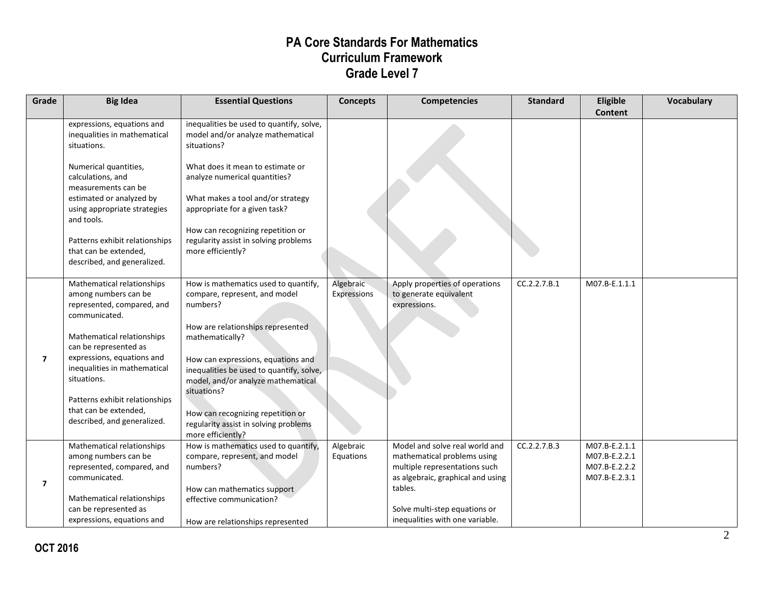# PA Core Standards For Mathematics
## Curriculum Framework
## Grade Level 7

| Grade | Big Idea | Essential Questions | Concepts | Competencies | Standard | Eligible Content | Vocabulary |
|---|---|---|---|---|---|---|---|
| | expressions, equations and inequalities in mathematical situations.<br><br>Numerical quantities, calculations, and measurements can be estimated or analyzed by using appropriate strategies and tools.<br><br>Patterns exhibit relationships that can be extended, described, and generalized. | inequalities be used to quantify, solve, model and/or analyze mathematical situations?<br><br>What does it mean to estimate or analyze numerical quantities?<br><br>What makes a tool and/or strategy appropriate for a given task?<br><br>How can recognizing repetition or regularity assist in solving problems more efficiently? | | | | | |
| 7 | Mathematical relationships among numbers can be represented, compared, and communicated.<br><br>Mathematical relationships can be represented as expressions, equations and inequalities in mathematical situations.<br><br>Patterns exhibit relationships that can be extended, described, and generalized. | How is mathematics used to quantify, compare, represent, and model numbers?<br><br>How are relationships represented mathematically?<br><br>How can expressions, equations and inequalities be used to quantify, solve, model, and/or analyze mathematical situations?<br><br>How can recognizing repetition or regularity assist in solving problems more efficiently? | Algebraic Expressions | Apply properties of operations to generate equivalent expressions. | CC.2.2.7.B.1 | M07.B-E.1.1.1 | |
| 7 | Mathematical relationships among numbers can be represented, compared, and communicated.<br><br>Mathematical relationships can be represented as expressions, equations and | How is mathematics used to quantify, compare, represent, and model numbers?<br><br>How can mathematics support effective communication?<br><br>How are relationships represented | Algebraic Equations | Model and solve real world and mathematical problems using multiple representations such as algebraic, graphical and using tables.<br><br>Solve multi-step equations or inequalities with one variable. | CC.2.2.7.B.3 | M07.B-E.2.1.1<br>M07.B-E.2.2.1<br>M07.B-E.2.2.2<br>M07.B-E.2.3.1 | |

OCT 2016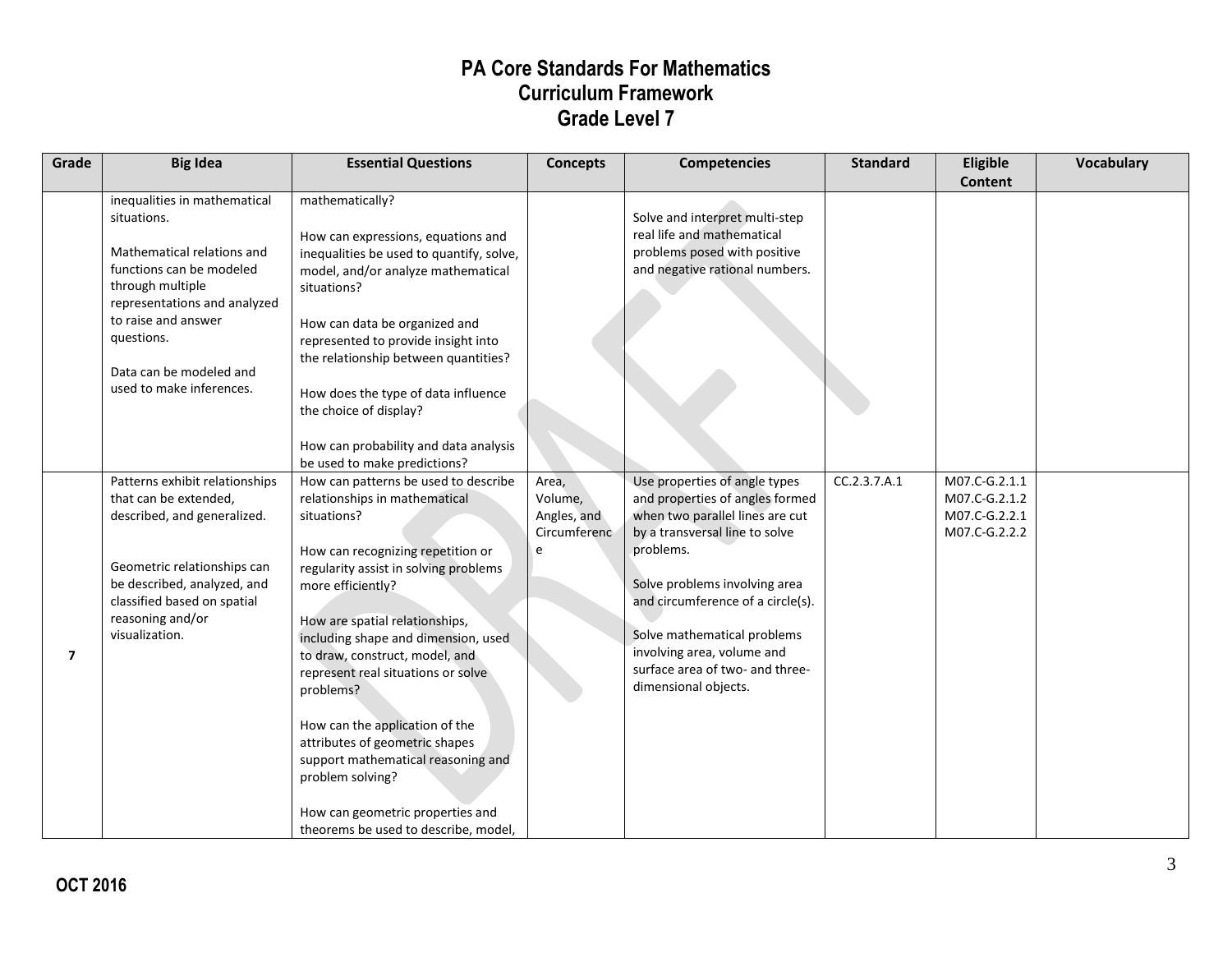# PA Core Standards For Mathematics
## Curriculum Framework
## Grade Level 7

| Grade | Big Idea | Essential Questions | Concepts | Competencies | Standard | Eligible Content | Vocabulary |
|---|---|---|---|---|---|---|---|
| | inequalities in mathematical situations.<br><br>Mathematical relations and functions can be modeled through multiple representations and analyzed to raise and answer questions.<br><br>Data can be modeled and used to make inferences. | mathematically?<br><br>How can expressions, equations and inequalities be used to quantify, solve, model, and/or analyze mathematical situations?<br><br>How can data be organized and represented to provide insight into the relationship between quantities?<br><br>How does the type of data influence the choice of display?<br><br>How can probability and data analysis be used to make predictions? | | Solve and interpret multi-step real life and mathematical problems posed with positive and negative rational numbers. | | | |
| 7 | Patterns exhibit relationships that can be extended, described, and generalized.<br><br>Geometric relationships can be described, analyzed, and classified based on spatial reasoning and/or visualization. | How can patterns be used to describe relationships in mathematical situations?<br><br>How can recognizing repetition or regularity assist in solving problems more efficiently?<br><br>How are spatial relationships, including shape and dimension, used to draw, construct, model, and represent real situations or solve problems?<br><br>How can the application of the attributes of geometric shapes support mathematical reasoning and problem solving?<br><br>How can geometric properties and theorems be used to describe, model, | Area, Volume, Angles, and Circumference | Use properties of angle types and properties of angles formed when two parallel lines are cut by a transversal line to solve problems.<br><br>Solve problems involving area and circumference of a circle(s).<br><br>Solve mathematical problems involving area, volume and surface area of two- and three-dimensional objects. | CC.2.3.7.A.1 | M07.C-G.2.1.1<br>M07.C-G.2.1.2<br>M07.C-G.2.2.1<br>M07.C-G.2.2.2 | |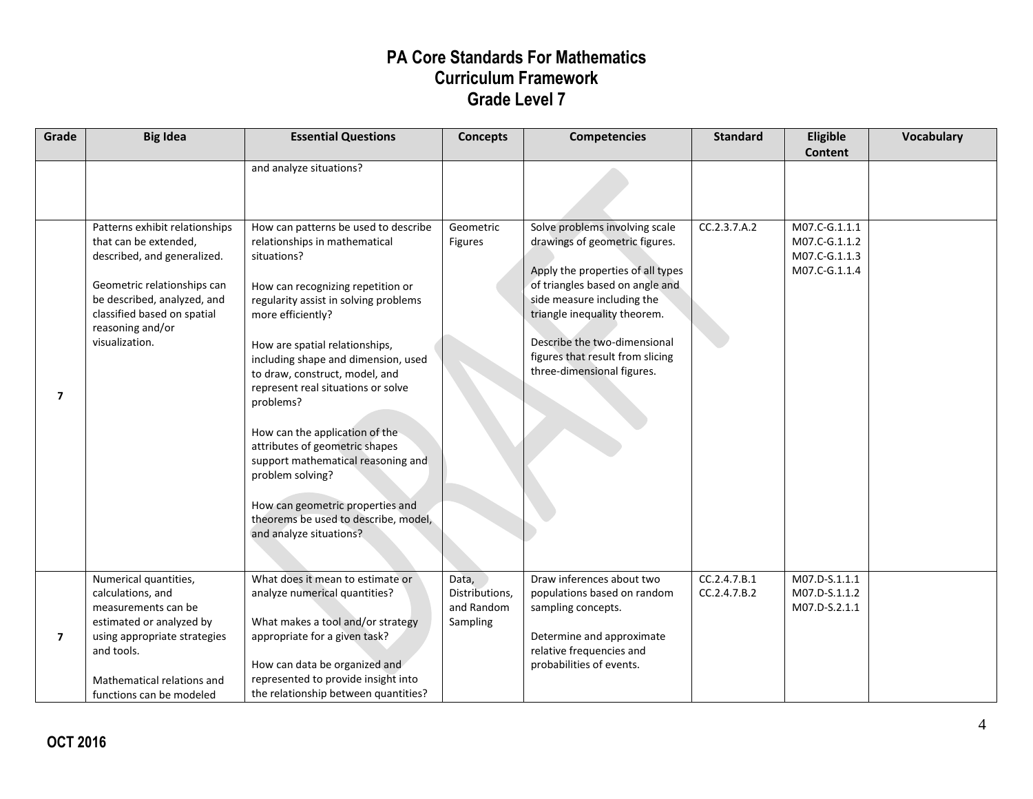# PA Core Standards For Mathematics
## Curriculum Framework
## Grade Level 7

| Grade | Big Idea | Essential Questions | Concepts | Competencies | Standard | Eligible Content | Vocabulary |
|---|---|---|---|---|---|---|---|
| | | and analyze situations? | | | | | |
| 7 | Patterns exhibit relationships that can be extended, described, and generalized.<br><br>Geometric relationships can be described, analyzed, and classified based on spatial reasoning and/or visualization. | How can patterns be used to describe relationships in mathematical situations?<br><br>How can recognizing repetition or regularity assist in solving problems more efficiently?<br><br>How are spatial relationships, including shape and dimension, used to draw, construct, model, and represent real situations or solve problems?<br><br>How can the application of the attributes of geometric shapes support mathematical reasoning and problem solving?<br><br>How can geometric properties and theorems be used to describe, model, and analyze situations? | Geometric Figures | Solve problems involving scale drawings of geometric figures.<br><br>Apply the properties of all types of triangles based on angle and side measure including the triangle inequality theorem.<br><br>Describe the two-dimensional figures that result from slicing three-dimensional figures. | CC.2.3.7.A.2 | M07.C-G.1.1.1<br>M07.C-G.1.1.2<br>M07.C-G.1.1.3<br>M07.C-G.1.1.4 | |
| 7 | Numerical quantities, calculations, and measurements can be estimated or analyzed by using appropriate strategies and tools.<br><br>Mathematical relations and functions can be modeled | What does it mean to estimate or analyze numerical quantities?<br><br>What makes a tool and/or strategy appropriate for a given task?<br><br>How can data be organized and represented to provide insight into the relationship between quantities? | Data, Distributions, and Random Sampling | Draw inferences about two populations based on random sampling concepts.<br><br>Determine and approximate relative frequencies and probabilities of events. | CC.2.4.7.B.1<br>CC.2.4.7.B.2 | M07.D-S.1.1.1<br>M07.D-S.1.1.2<br>M07.D-S.2.1.1 | |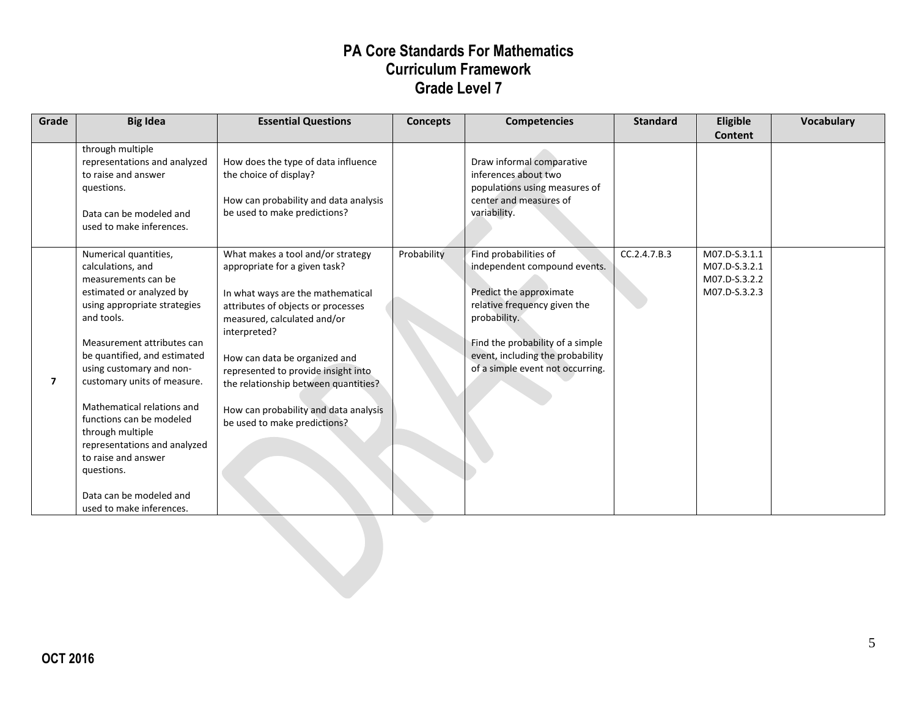# PA Core Standards For Mathematics
## Curriculum Framework
## Grade Level 7

| Grade | Big Idea | Essential Questions | Concepts | Competencies | Standard | Eligible Content | Vocabulary |
|---|---|---|---|---|---|---|---|
| | through multiple representations and analyzed to raise and answer questions.<br><br>Data can be modeled and used to make inferences. | How does the type of data influence the choice of display?<br><br>How can probability and data analysis be used to make predictions? | | Draw informal comparative inferences about two populations using measures of center and measures of variability. | | | |
| 7 | Numerical quantities, calculations, and measurements can be estimated or analyzed by using appropriate strategies and tools.<br><br>Measurement attributes can be quantified, and estimated using customary and non-customary units of measure.<br><br>Mathematical relations and functions can be modeled through multiple representations and analyzed to raise and answer questions.<br><br>Data can be modeled and used to make inferences. | What makes a tool and/or strategy appropriate for a given task?<br><br>In what ways are the mathematical attributes of objects or processes measured, calculated and/or interpreted?<br><br>How can data be organized and represented to provide insight into the relationship between quantities?<br><br>How can probability and data analysis be used to make predictions? | Probability | Find probabilities of independent compound events.<br><br>Predict the approximate relative frequency given the probability.<br><br>Find the probability of a simple event, including the probability of a simple event not occurring. | CC.2.4.7.B.3 | M07.D-S.3.1.1<br>M07.D-S.3.2.1<br>M07.D-S.3.2.2<br>M07.D-S.3.2.3 | |

OCT 2016